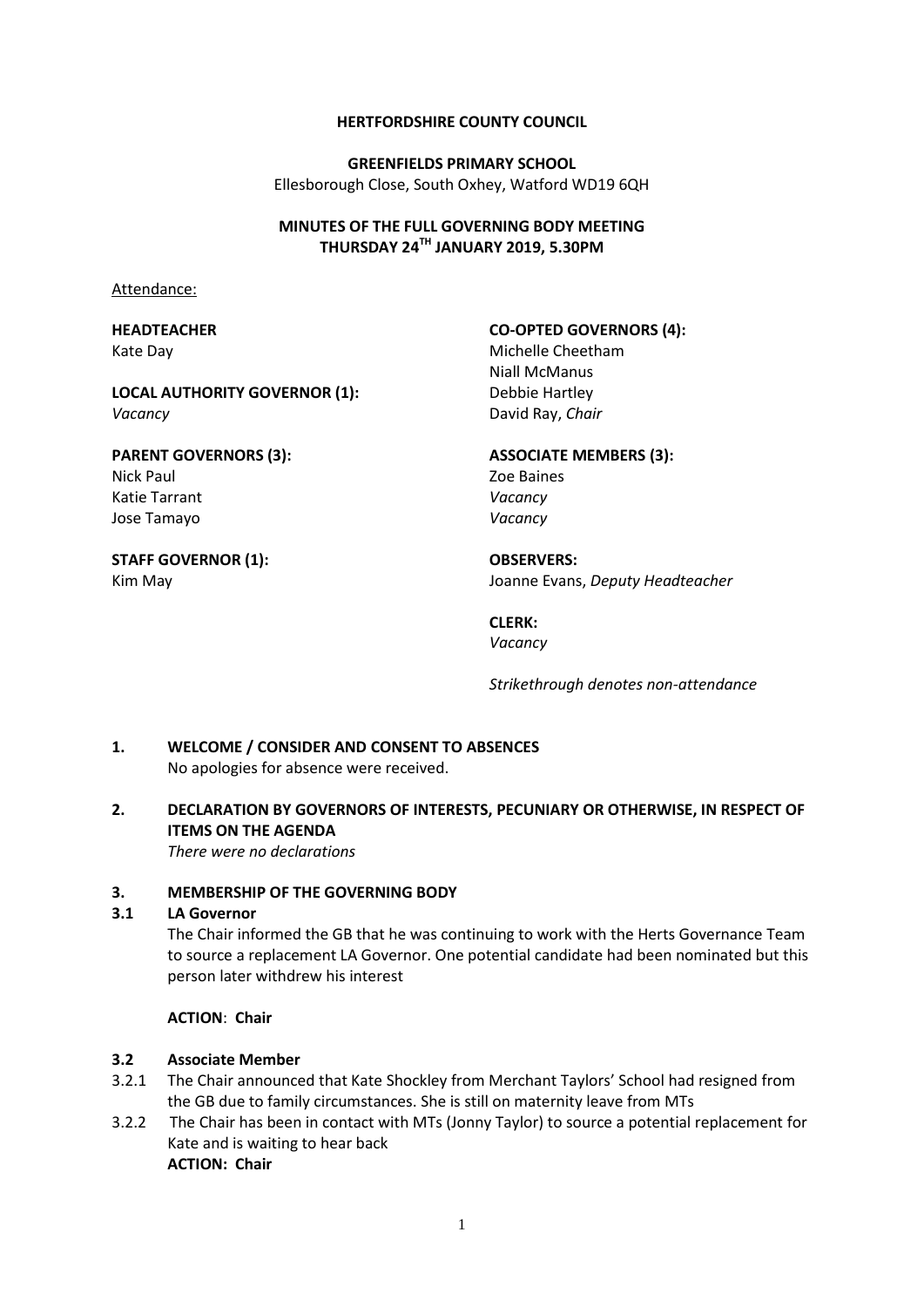**HERTFORDSHIRE COUNTY COUNCIL**

**GREENFIELDS PRIMARY SCHOOL**

Ellesborough Close, South Oxhey, Watford WD19 6QH

**MINUTES OF THE FULL GOVERNING BODY MEETING**
**THURSDAY 24TH JANUARY 2019, 5.30PM**

Attendance:

**HEADTEACHER**
Kate Day

**LOCAL AUTHORITY GOVERNOR (1):**
*Vacancy*

**PARENT GOVERNORS (3):**
Nick Paul
Katie Tarrant
Jose Tamayo

**STAFF GOVERNOR (1):**
Kim May

**CO-OPTED GOVERNORS (4):**
Michelle Cheetham
Niall McManus
Debbie Hartley
David Ray, *Chair*

**ASSOCIATE MEMBERS (3):**
Zoe Baines
*Vacancy*
*Vacancy*

**OBSERVERS:**
Joanne Evans, *Deputy Headteacher*

**CLERK:**
*Vacancy*

*Strikethrough denotes non-attendance*

**1. WELCOME / CONSIDER AND CONSENT TO ABSENCES**

No apologies for absence were received.

**2. DECLARATION BY GOVERNORS OF INTERESTS, PECUNIARY OR OTHERWISE, IN RESPECT OF ITEMS ON THE AGENDA**

*There were no declarations*

**3. MEMBERSHIP OF THE GOVERNING BODY**

**3.1 LA Governor**

The Chair informed the GB that he was continuing to work with the Herts Governance Team to source a replacement LA Governor. One potential candidate had been nominated but this person later withdrew his interest

**ACTION**: **Chair**

**3.2 Associate Member**

3.2.1 The Chair announced that Kate Shockley from Merchant Taylors' School had resigned from the GB due to family circumstances. She is still on maternity leave from MTs

3.2.2 The Chair has been in contact with MTs (Jonny Taylor) to source a potential replacement for Kate and is waiting to hear back

**ACTION: Chair**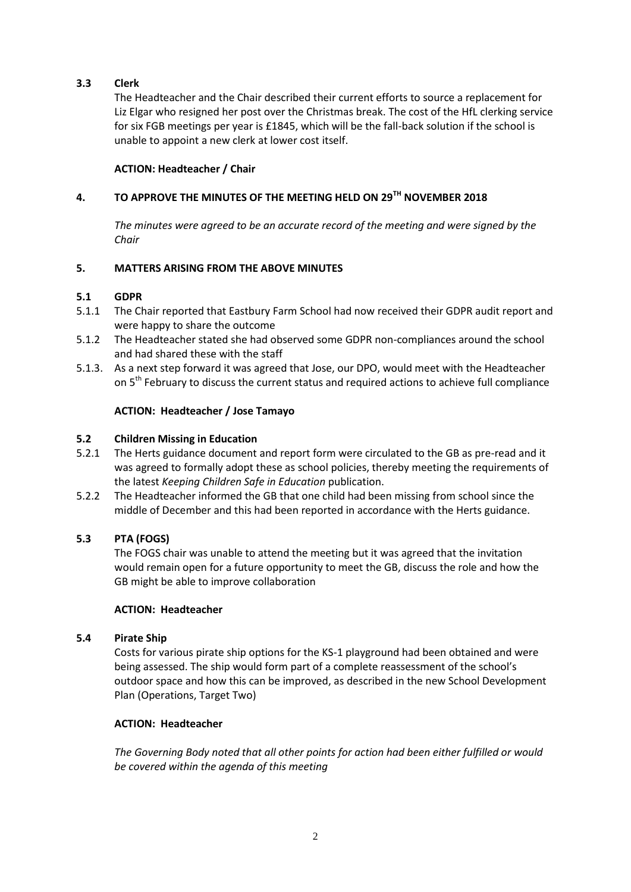### 3.3 Clerk

The Headteacher and the Chair described their current efforts to source a replacement for Liz Elgar who resigned her post over the Christmas break. The cost of the HfL clerking service for six FGB meetings per year is £1845, which will be the fall-back solution if the school is unable to appoint a new clerk at lower cost itself.

**ACTION: Headteacher / Chair**

## 4. TO APPROVE THE MINUTES OF THE MEETING HELD ON 29TH NOVEMBER 2018

*The minutes were agreed to be an accurate record of the meeting and were signed by the Chair*

## 5. MATTERS ARISING FROM THE ABOVE MINUTES

### 5.1 GDPR

- 5.1.1 The Chair reported that Eastbury Farm School had now received their GDPR audit report and were happy to share the outcome
- 5.1.2 The Headteacher stated she had observed some GDPR non-compliances around the school and had shared these with the staff
- 5.1.3. As a next step forward it was agreed that Jose, our DPO, would meet with the Headteacher on 5th February to discuss the current status and required actions to achieve full compliance

**ACTION: Headteacher / Jose Tamayo**

### 5.2 Children Missing in Education

- 5.2.1 The Herts guidance document and report form were circulated to the GB as pre-read and it was agreed to formally adopt these as school policies, thereby meeting the requirements of the latest *Keeping Children Safe in Education* publication.
- 5.2.2 The Headteacher informed the GB that one child had been missing from school since the middle of December and this had been reported in accordance with the Herts guidance.

### 5.3 PTA (FOGS)

The FOGS chair was unable to attend the meeting but it was agreed that the invitation would remain open for a future opportunity to meet the GB, discuss the role and how the GB might be able to improve collaboration

**ACTION: Headteacher**

### 5.4 Pirate Ship

Costs for various pirate ship options for the KS-1 playground had been obtained and were being assessed. The ship would form part of a complete reassessment of the school's outdoor space and how this can be improved, as described in the new School Development Plan (Operations, Target Two)

**ACTION: Headteacher**

*The Governing Body noted that all other points for action had been either fulfilled or would be covered within the agenda of this meeting*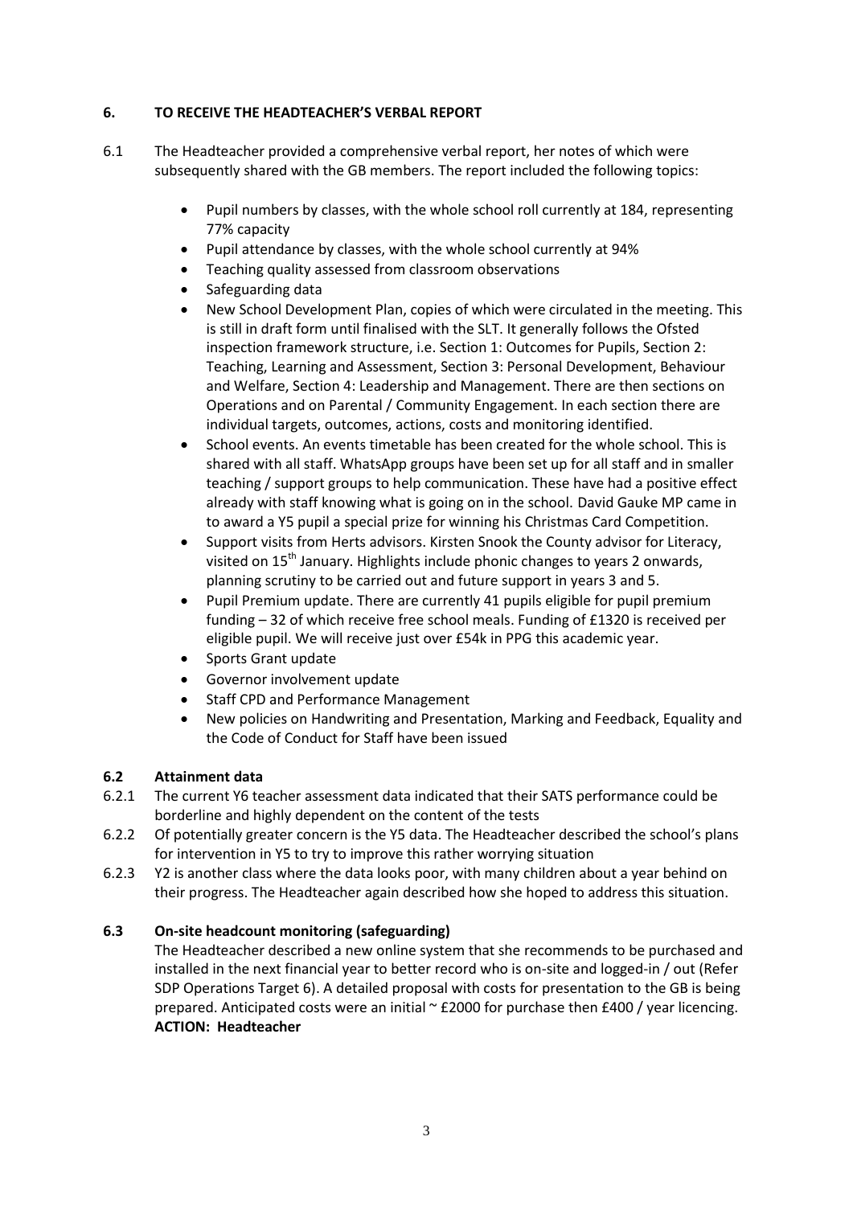## 6. TO RECEIVE THE HEADTEACHER'S VERBAL REPORT

6.1 The Headteacher provided a comprehensive verbal report, her notes of which were subsequently shared with the GB members. The report included the following topics:

- Pupil numbers by classes, with the whole school roll currently at 184, representing 77% capacity
- Pupil attendance by classes, with the whole school currently at 94%
- Teaching quality assessed from classroom observations
- Safeguarding data
- New School Development Plan, copies of which were circulated in the meeting. This is still in draft form until finalised with the SLT. It generally follows the Ofsted inspection framework structure, i.e. Section 1: Outcomes for Pupils, Section 2: Teaching, Learning and Assessment, Section 3: Personal Development, Behaviour and Welfare, Section 4: Leadership and Management. There are then sections on Operations and on Parental / Community Engagement. In each section there are individual targets, outcomes, actions, costs and monitoring identified.
- School events. An events timetable has been created for the whole school. This is shared with all staff. WhatsApp groups have been set up for all staff and in smaller teaching / support groups to help communication. These have had a positive effect already with staff knowing what is going on in the school. David Gauke MP came in to award a Y5 pupil a special prize for winning his Christmas Card Competition.
- Support visits from Herts advisors. Kirsten Snook the County advisor for Literacy, visited on 15th January. Highlights include phonic changes to years 2 onwards, planning scrutiny to be carried out and future support in years 3 and 5.
- Pupil Premium update. There are currently 41 pupils eligible for pupil premium funding – 32 of which receive free school meals. Funding of £1320 is received per eligible pupil. We will receive just over £54k in PPG this academic year.
- Sports Grant update
- Governor involvement update
- Staff CPD and Performance Management
- New policies on Handwriting and Presentation, Marking and Feedback, Equality and the Code of Conduct for Staff have been issued

### 6.2 Attainment data

6.2.1 The current Y6 teacher assessment data indicated that their SATS performance could be borderline and highly dependent on the content of the tests

6.2.2 Of potentially greater concern is the Y5 data. The Headteacher described the school's plans for intervention in Y5 to try to improve this rather worrying situation

6.2.3 Y2 is another class where the data looks poor, with many children about a year behind on their progress. The Headteacher again described how she hoped to address this situation.

### 6.3 On-site headcount monitoring (safeguarding)

The Headteacher described a new online system that she recommends to be purchased and installed in the next financial year to better record who is on-site and logged-in / out (Refer SDP Operations Target 6). A detailed proposal with costs for presentation to the GB is being prepared. Anticipated costs were an initial ~ £2000 for purchase then £400 / year licencing.

**ACTION: Headteacher**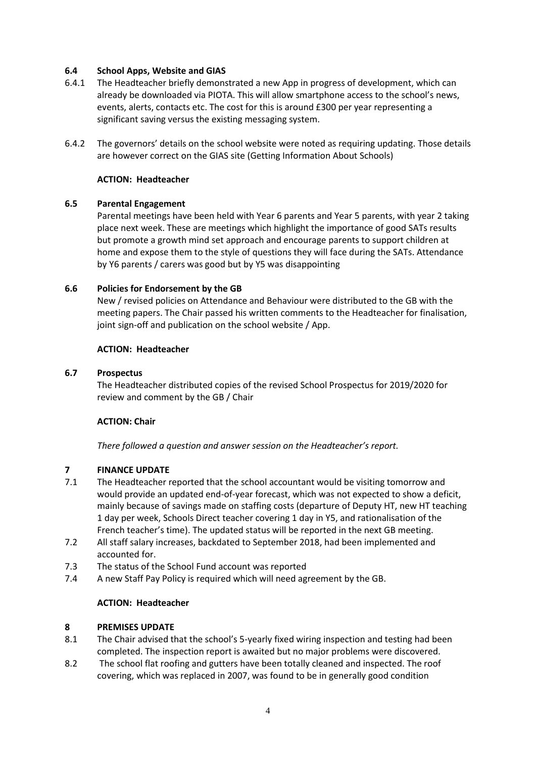### 6.4 School Apps, Website and GIAS

6.4.1 The Headteacher briefly demonstrated a new App in progress of development, which can already be downloaded via PIOTA. This will allow smartphone access to the school's news, events, alerts, contacts etc. The cost for this is around £300 per year representing a significant saving versus the existing messaging system.

6.4.2 The governors' details on the school website were noted as requiring updating. Those details are however correct on the GIAS site (Getting Information About Schools)

**ACTION: Headteacher**

### 6.5 Parental Engagement

Parental meetings have been held with Year 6 parents and Year 5 parents, with year 2 taking place next week. These are meetings which highlight the importance of good SATs results but promote a growth mind set approach and encourage parents to support children at home and expose them to the style of questions they will face during the SATs. Attendance by Y6 parents / carers was good but by Y5 was disappointing

### 6.6 Policies for Endorsement by the GB

New / revised policies on Attendance and Behaviour were distributed to the GB with the meeting papers. The Chair passed his written comments to the Headteacher for finalisation, joint sign-off and publication on the school website / App.

**ACTION: Headteacher**

### 6.7 Prospectus

The Headteacher distributed copies of the revised School Prospectus for 2019/2020 for review and comment by the GB / Chair

**ACTION: Chair**

*There followed a question and answer session on the Headteacher's report.*

## 7 FINANCE UPDATE

7.1 The Headteacher reported that the school accountant would be visiting tomorrow and would provide an updated end-of-year forecast, which was not expected to show a deficit, mainly because of savings made on staffing costs (departure of Deputy HT, new HT teaching 1 day per week, Schools Direct teacher covering 1 day in Y5, and rationalisation of the French teacher's time). The updated status will be reported in the next GB meeting.

7.2 All staff salary increases, backdated to September 2018, had been implemented and accounted for.

7.3 The status of the School Fund account was reported

7.4 A new Staff Pay Policy is required which will need agreement by the GB.

**ACTION: Headteacher**

## 8 PREMISES UPDATE

8.1 The Chair advised that the school's 5-yearly fixed wiring inspection and testing had been completed. The inspection report is awaited but no major problems were discovered.

8.2 The school flat roofing and gutters have been totally cleaned and inspected. The roof covering, which was replaced in 2007, was found to be in generally good condition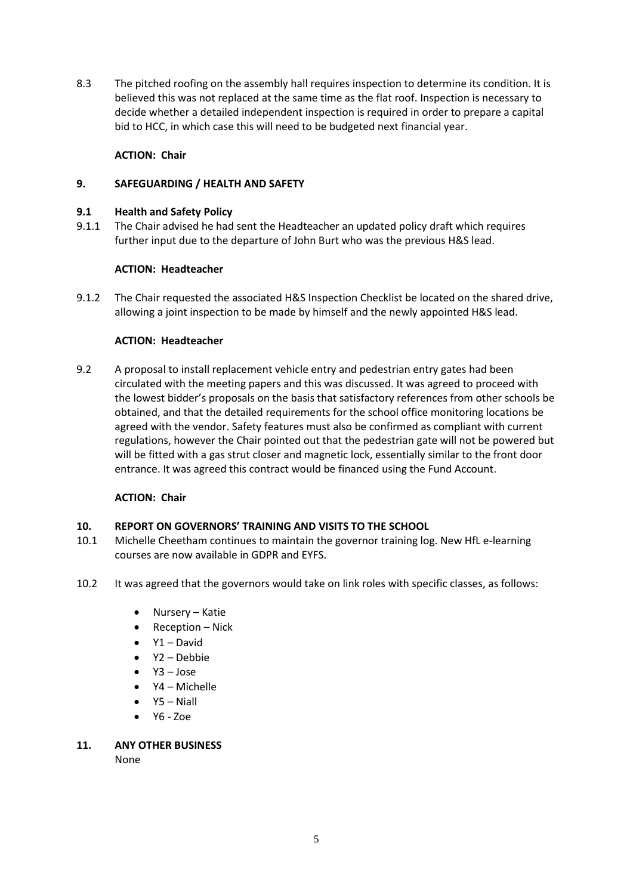8.3 The pitched roofing on the assembly hall requires inspection to determine its condition. It is believed this was not replaced at the same time as the flat roof. Inspection is necessary to decide whether a detailed independent inspection is required in order to prepare a capital bid to HCC, in which case this will need to be budgeted next financial year.

**ACTION: Chair**

## 9. SAFEGUARDING / HEALTH AND SAFETY

### 9.1 Health and Safety Policy

9.1.1 The Chair advised he had sent the Headteacher an updated policy draft which requires further input due to the departure of John Burt who was the previous H&S lead.

**ACTION: Headteacher**

9.1.2 The Chair requested the associated H&S Inspection Checklist be located on the shared drive, allowing a joint inspection to be made by himself and the newly appointed H&S lead.

**ACTION: Headteacher**

9.2 A proposal to install replacement vehicle entry and pedestrian entry gates had been circulated with the meeting papers and this was discussed. It was agreed to proceed with the lowest bidder's proposals on the basis that satisfactory references from other schools be obtained, and that the detailed requirements for the school office monitoring locations be agreed with the vendor. Safety features must also be confirmed as compliant with current regulations, however the Chair pointed out that the pedestrian gate will not be powered but will be fitted with a gas strut closer and magnetic lock, essentially similar to the front door entrance. It was agreed this contract would be financed using the Fund Account.

**ACTION: Chair**

## 10. REPORT ON GOVERNORS' TRAINING AND VISITS TO THE SCHOOL

10.1 Michelle Cheetham continues to maintain the governor training log. New HfL e-learning courses are now available in GDPR and EYFS.

10.2 It was agreed that the governors would take on link roles with specific classes, as follows:

- Nursery – Katie
- Reception – Nick
- Y1 – David
- Y2 – Debbie
- Y3 – Jose
- Y4 – Michelle
- Y5 – Niall
- Y6 - Zoe

## 11. ANY OTHER BUSINESS

None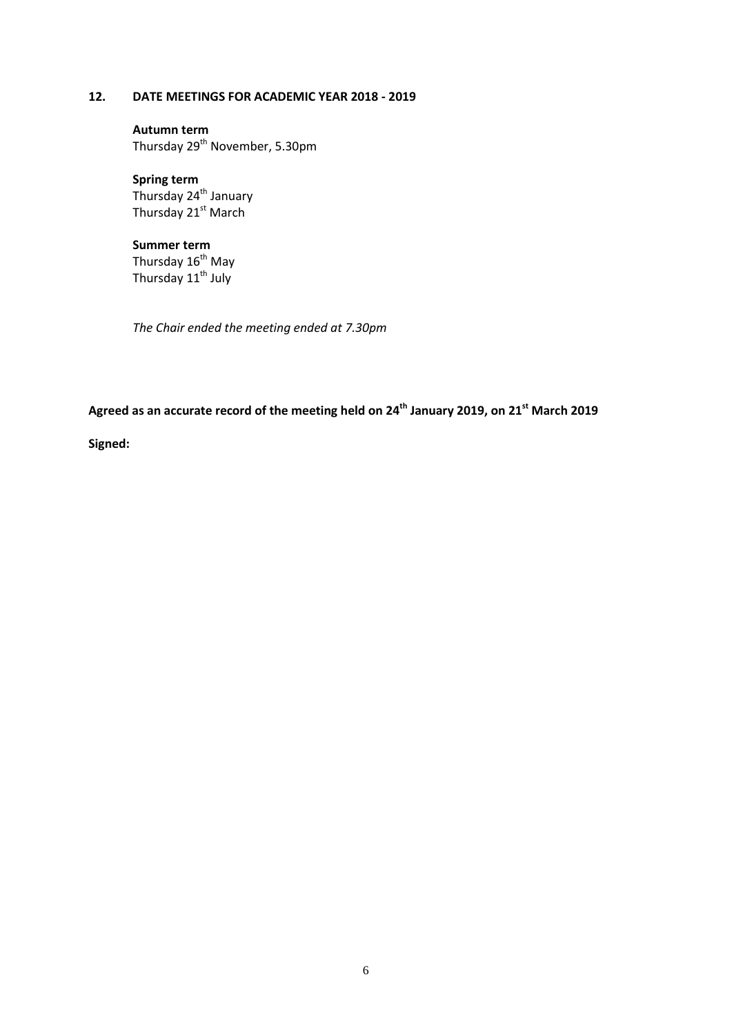## 12. DATE MEETINGS FOR ACADEMIC YEAR 2018 - 2019

**Autumn term**
Thursday 29th November, 5.30pm

**Spring term**
Thursday 24th January
Thursday 21st March

**Summer term**
Thursday 16th May
Thursday 11th July

*The Chair ended the meeting ended at 7.30pm*

**Agreed as an accurate record of the meeting held on 24th January 2019, on 21st March 2019**

**Signed:**